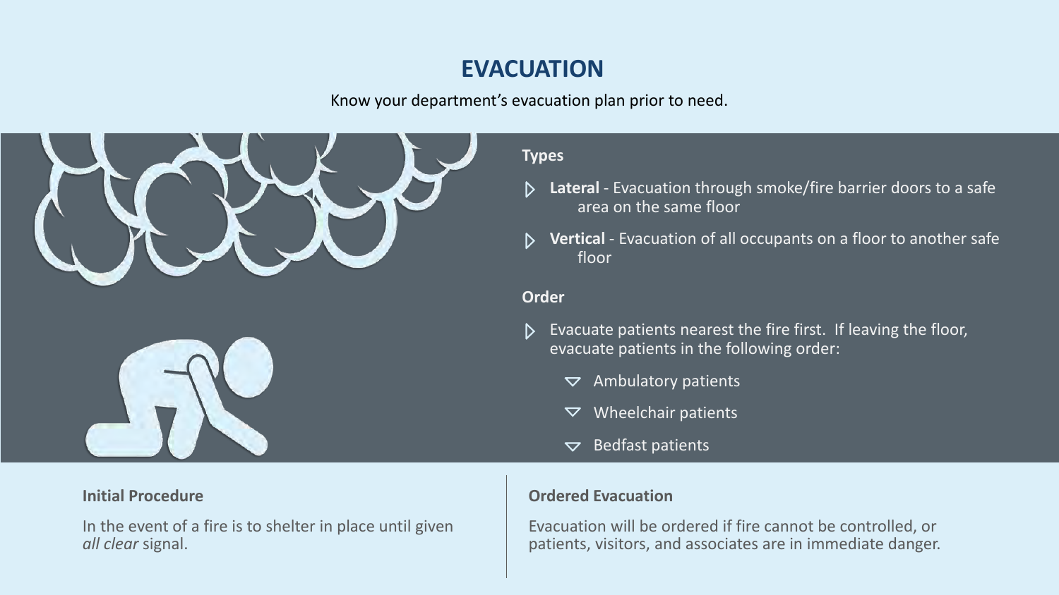# EVACUATION

Know your department's evacuation plan prior to need.

### Types

- **Lateral** - Evacuation through smoke/fire barrier doors to a safe area on the same floor
- **Vertical** - Evacuation of all occupants on a floor to another safe floor

### Order

- Evacuate patients nearest the fire first. If leaving the floor, evacuate patients in the following order:
  - Ambulatory patients
  - Wheelchair patients
  - Bedfast patients

### Initial Procedure

In the event of a fire is to shelter in place until given *all clear* signal.

### Ordered Evacuation

Evacuation will be ordered if fire cannot be controlled, or patients, visitors, and associates are in immediate danger.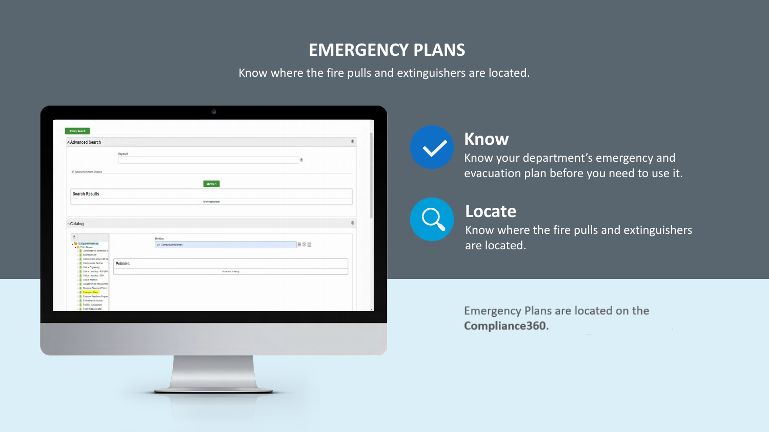# EMERGENCY PLANS

Know where the fire pulls and extinguishers are located.

## Know

Know your department's emergency and evacuation plan before you need to use it.

## Locate

Know where the fire pulls and extinguishers are located.

Emergency Plans are located on the **Compliance360.**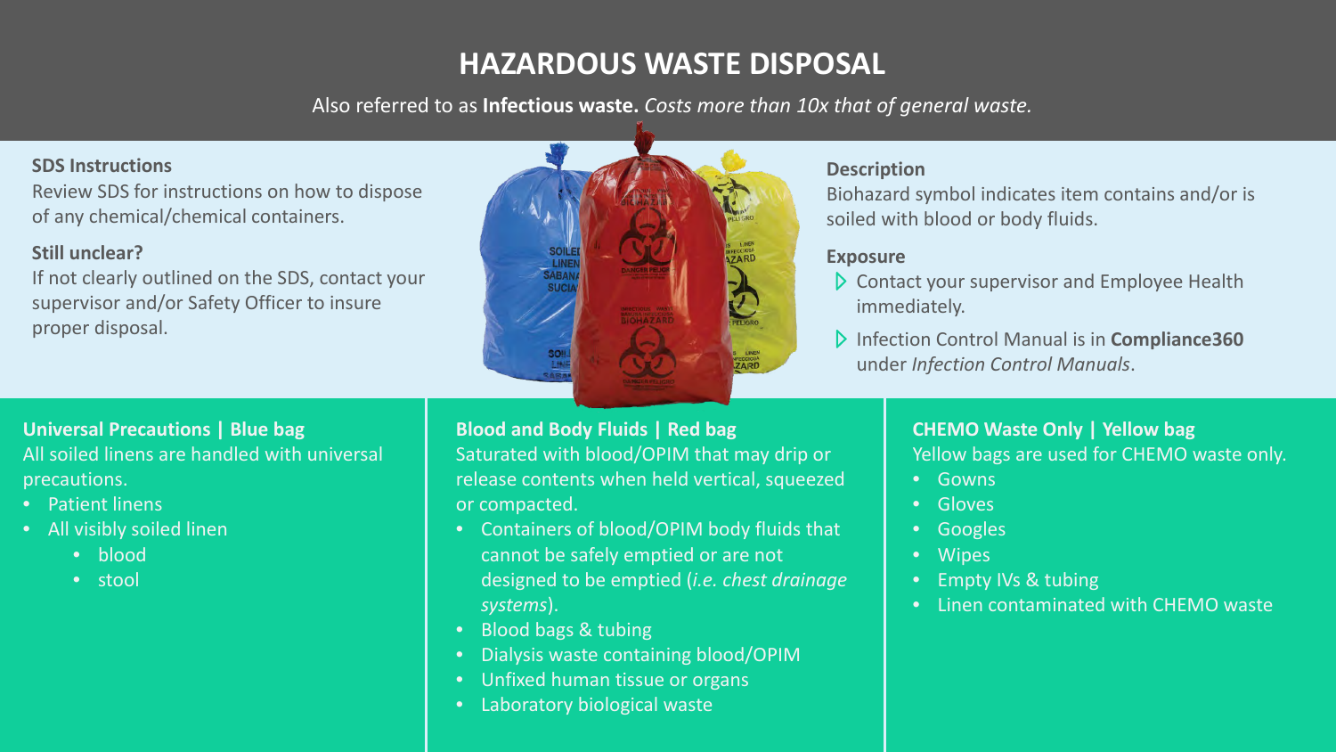# HAZARDOUS WASTE DISPOSAL

Also referred to as **Infectious waste.** *Costs more than 10x that of general waste.*

**SDS Instructions**

Review SDS for instructions on how to dispose of any chemical/chemical containers.

**Still unclear?**

If not clearly outlined on the SDS, contact your supervisor and/or Safety Officer to insure proper disposal.

**Description**

Biohazard symbol indicates item contains and/or is soiled with blood or body fluids.

**Exposure**

- Contact your supervisor and Employee Health immediately.
- Infection Control Manual is in **Compliance360** under *Infection Control Manuals*.

**Universal Precautions | Blue bag**

All soiled linens are handled with universal precautions.

- Patient linens
- All visibly soiled linen
  - blood
  - stool

**Blood and Body Fluids | Red bag**

Saturated with blood/OPIM that may drip or release contents when held vertical, squeezed or compacted.

- Containers of blood/OPIM body fluids that cannot be safely emptied or are not designed to be emptied (*i.e. chest drainage systems*).
- Blood bags & tubing
- Dialysis waste containing blood/OPIM
- Unfixed human tissue or organs
- Laboratory biological waste

**CHEMO Waste Only | Yellow bag**

Yellow bags are used for CHEMO waste only.

- Gowns
- Gloves
- Googles
- Wipes
- Empty IVs & tubing
- Linen contaminated with CHEMO waste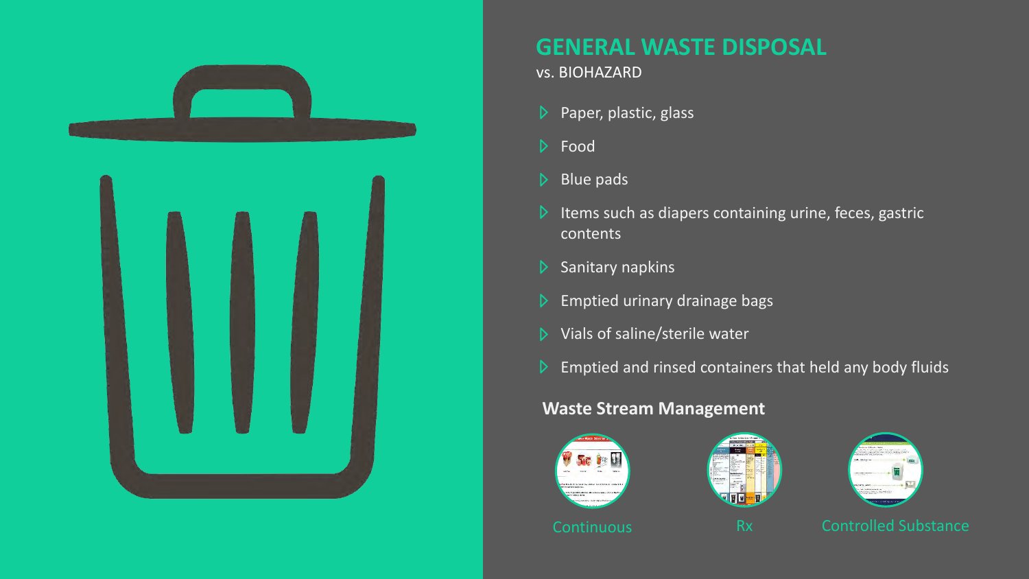## GENERAL WASTE DISPOSAL

vs. BIOHAZARD

- Paper, plastic, glass
- Food
- Blue pads
- Items such as diapers containing urine, feces, gastric contents
- Sanitary napkins
- Emptied urinary drainage bags
- Vials of saline/sterile water
- Emptied and rinsed containers that held any body fluids

**Waste Stream Management**

Continuous

Rx

Controlled Substance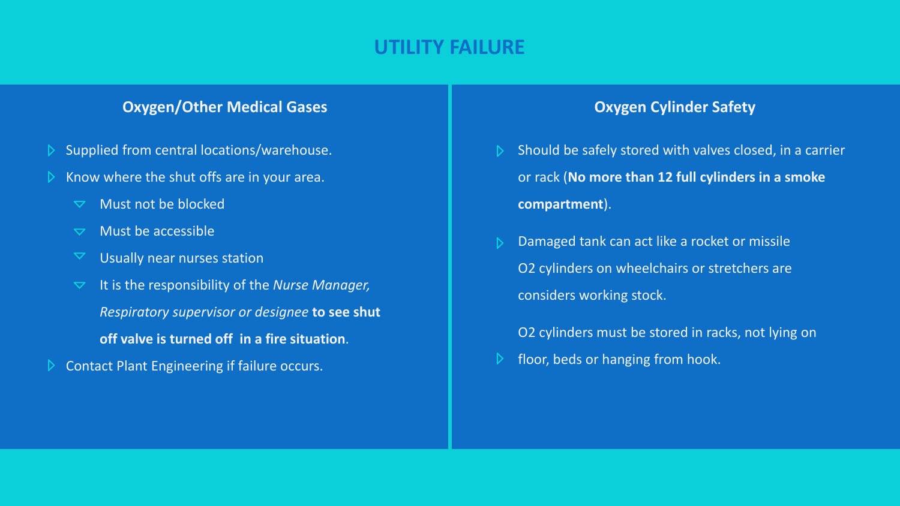# UTILITY FAILURE

## Oxygen/Other Medical Gases

- Supplied from central locations/warehouse.
- Know where the shut offs are in your area.
  - Must not be blocked
  - Must be accessible
  - Usually near nurses station
  - It is the responsibility of the *Nurse Manager, Respiratory supervisor or designee* **to see shut off valve is turned off in a fire situation**.
- Contact Plant Engineering if failure occurs.

## Oxygen Cylinder Safety

- Should be safely stored with valves closed, in a carrier or rack (**No more than 12 full cylinders in a smoke compartment**).
- Damaged tank can act like a rocket or missile O2 cylinders on wheelchairs or stretchers are considers working stock.
- O2 cylinders must be stored in racks, not lying on floor, beds or hanging from hook.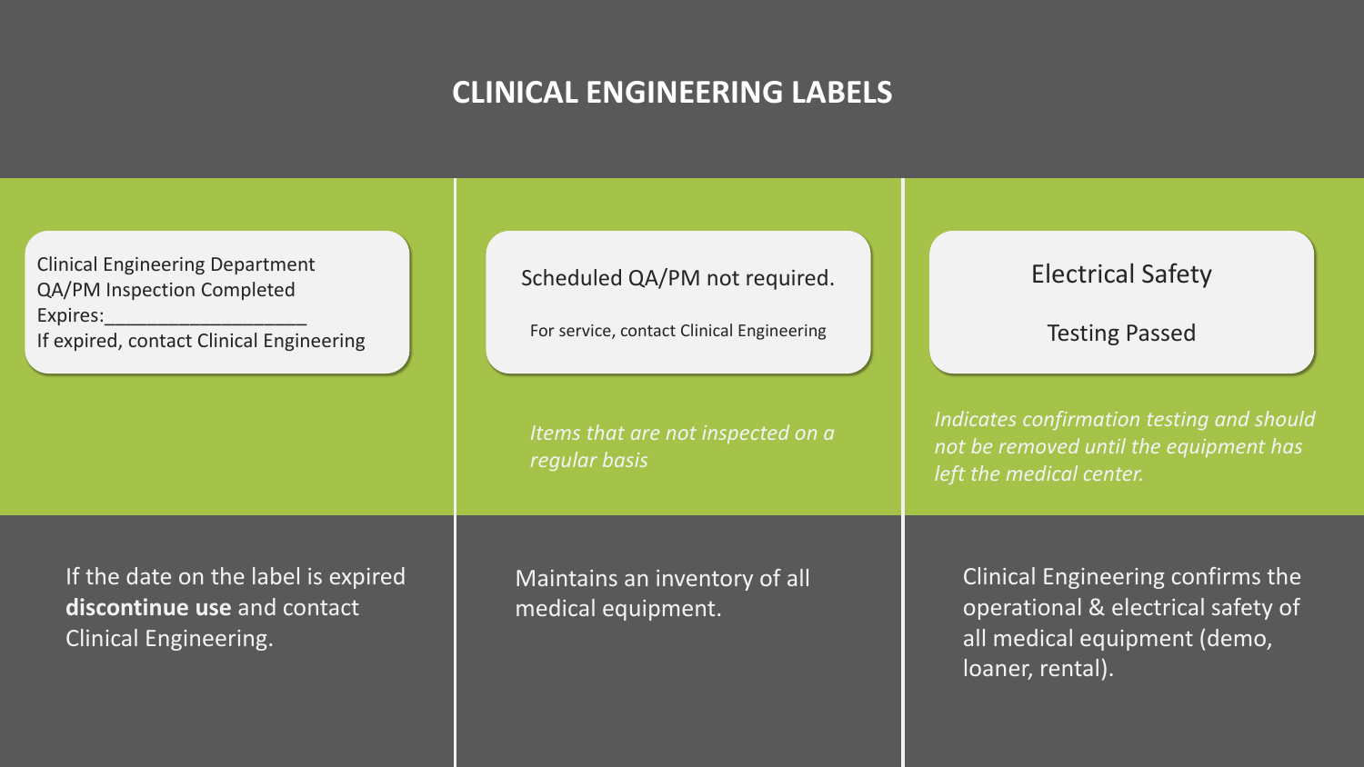# CLINICAL ENGINEERING LABELS

Clinical Engineering Department
QA/PM Inspection Completed
Expires:___________________
If expired, contact Clinical Engineering

If the date on the label is expired **discontinue use** and contact Clinical Engineering.

Scheduled QA/PM not required.

For service, contact Clinical Engineering

*Items that are not inspected on a regular basis*

Maintains an inventory of all medical equipment.

Electrical Safety

Testing Passed

*Indicates confirmation testing and should not be removed until the equipment has left the medical center.*

Clinical Engineering confirms the operational & electrical safety of all medical equipment (demo, loaner, rental).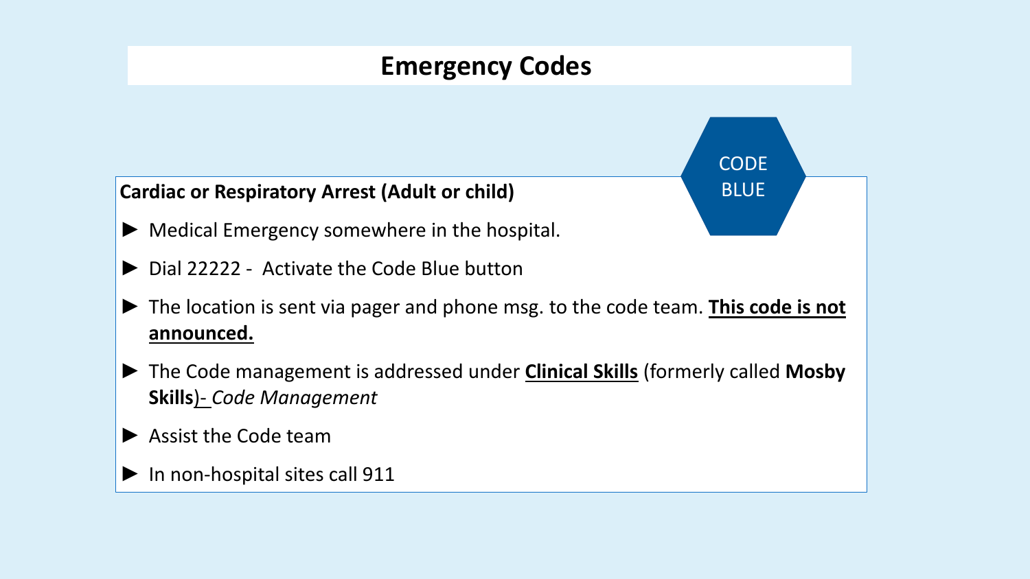# Emergency Codes

CODE BLUE

**Cardiac or Respiratory Arrest (Adult or child)**

- Medical Emergency somewhere in the hospital.
- Dial 22222 - Activate the Code Blue button
- The location is sent via pager and phone msg. to the code team. **This code is not announced.**
- The Code management is addressed under **Clinical Skills** (formerly called **Mosby Skills**)- *Code Management*
- Assist the Code team
- In non-hospital sites call 911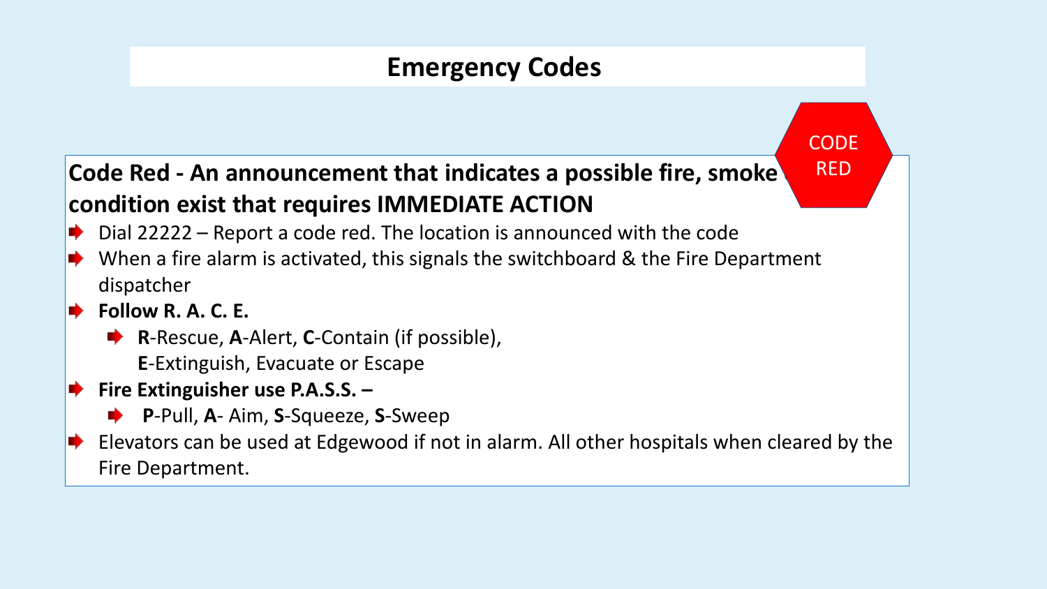# Emergency Codes

CODE RED

**Code Red - An announcement that indicates a possible fire, smoke condition exist that requires IMMEDIATE ACTION**

- Dial 22222 – Report a code red. The location is announced with the code
- When a fire alarm is activated, this signals the switchboard & the Fire Department dispatcher
- **Follow R. A. C. E.**
  - **R**-Rescue, **A**-Alert, **C**-Contain (if possible), **E**-Extinguish, Evacuate or Escape
- **Fire Extinguisher use P.A.S.S. –**
  - **P**-Pull, **A**- Aim, **S**-Squeeze, **S**-Sweep
- Elevators can be used at Edgewood if not in alarm. All other hospitals when cleared by the Fire Department.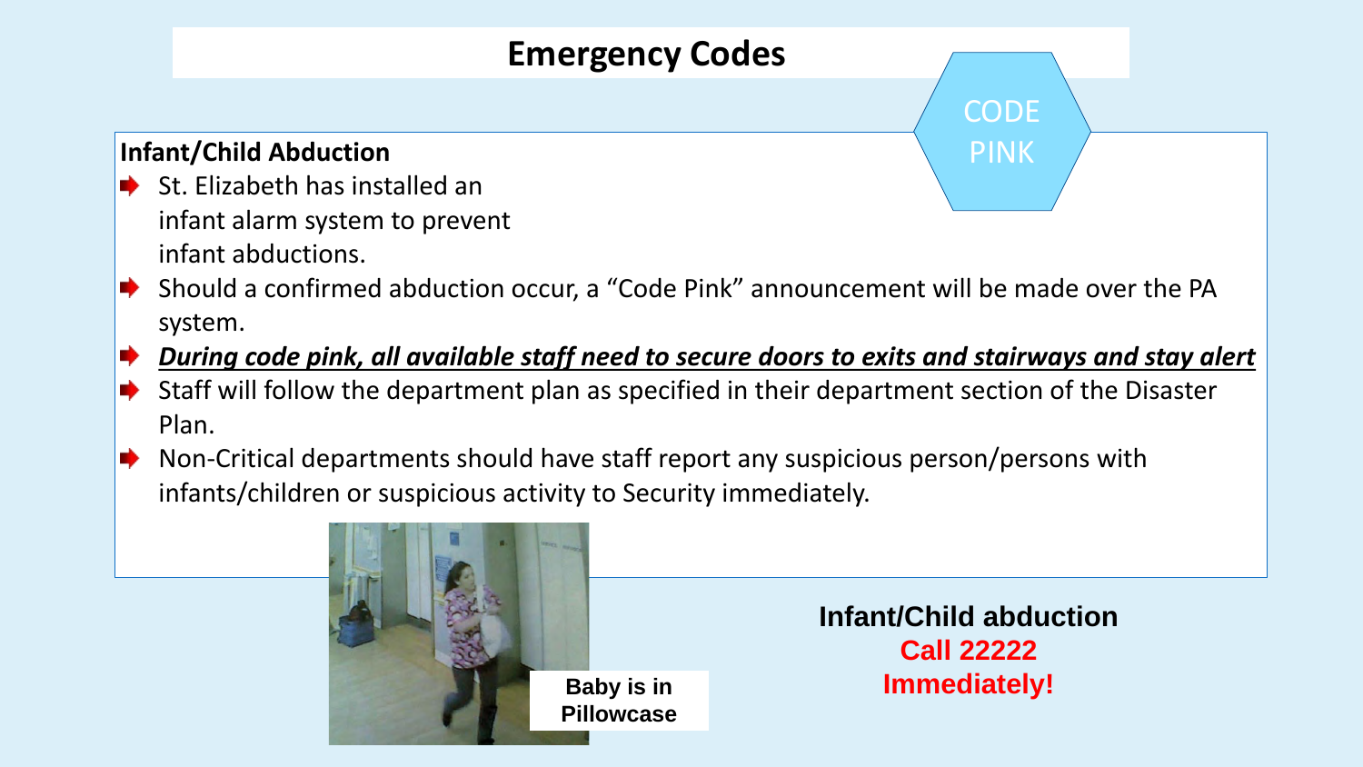# Emergency Codes

CODE PINK

## Infant/Child Abduction

- St. Elizabeth has installed an infant alarm system to prevent infant abductions.
- Should a confirmed abduction occur, a "Code Pink" announcement will be made over the PA system.
- ***During code pink, all available staff need to secure doors to exits and stairways and stay alert***
- Staff will follow the department plan as specified in their department section of the Disaster Plan.
- Non-Critical departments should have staff report any suspicious person/persons with infants/children or suspicious activity to Security immediately.

**Baby is in Pillowcase**

**Infant/Child abduction**
**Call 22222**
**Immediately!**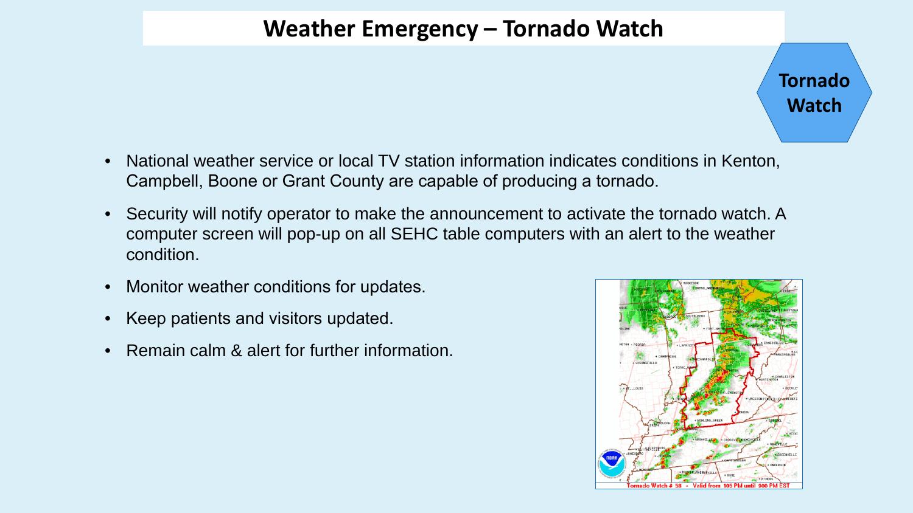# Weather Emergency – Tornado Watch

Tornado Watch

- National weather service or local TV station information indicates conditions in Kenton, Campbell, Boone or Grant County are capable of producing a tornado.
- Security will notify operator to make the announcement to activate the tornado watch. A computer screen will pop-up on all SEHC table computers with an alert to the weather condition.
- Monitor weather conditions for updates.
- Keep patients and visitors updated.
- Remain calm & alert for further information.

Tornado Watch # 58 • Valid from 105 PM until 900 PM EST